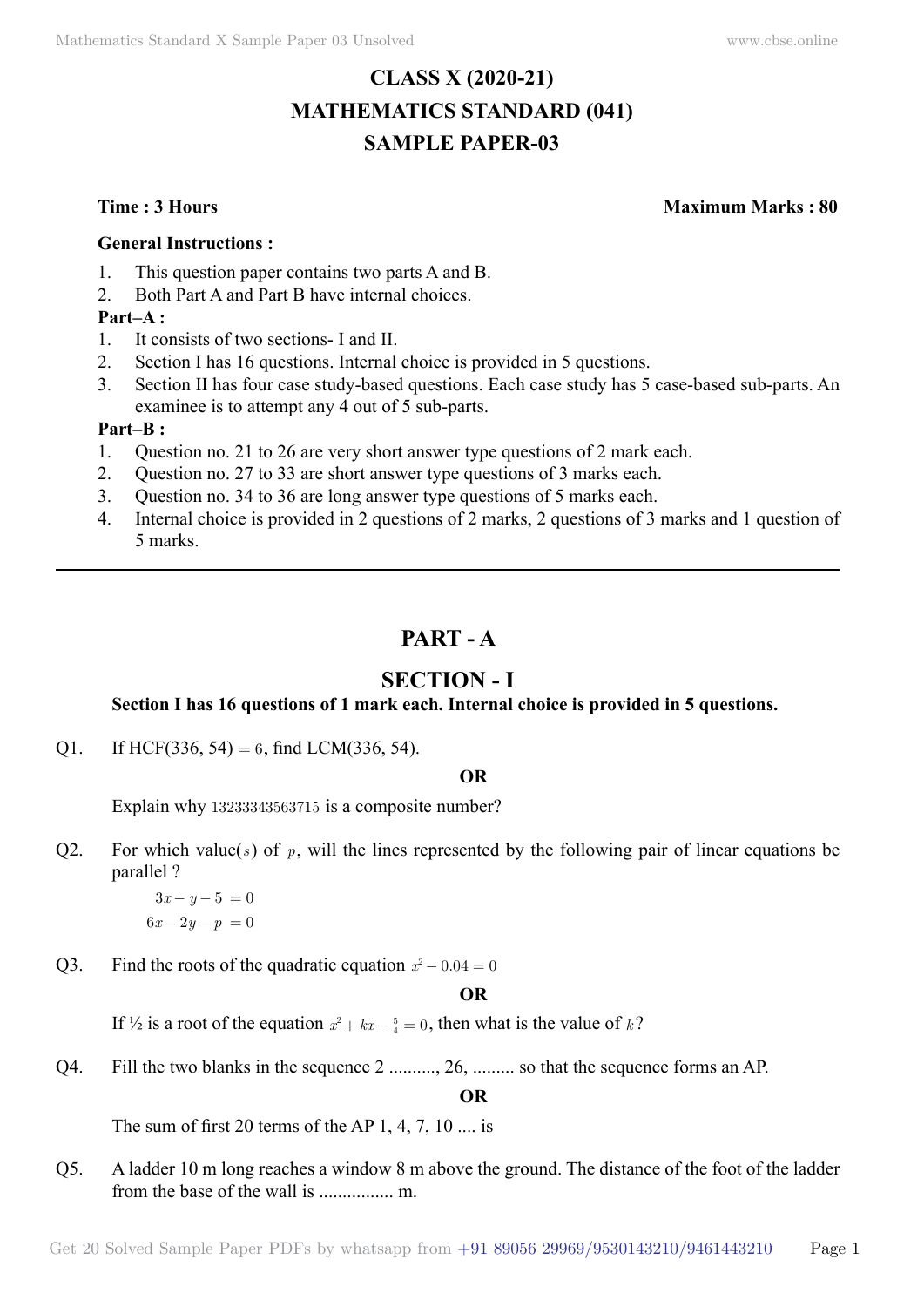# CLASS X (2020-21)
# MATHEMATICS STANDARD (041)
# SAMPLE PAPER-03

**Time : 3 Hours** **Maximum Marks : 80**

**General Instructions :**

1. This question paper contains two parts A and B.
2. Both Part A and Part B have internal choices.

**Part–A :**

1. It consists of two sections- I and II.
2. Section I has 16 questions. Internal choice is provided in 5 questions.
3. Section II has four case study-based questions. Each case study has 5 case-based sub-parts. An examinee is to attempt any 4 out of 5 sub-parts.

**Part–B :**

1. Question no. 21 to 26 are very short answer type questions of 2 mark each.
2. Question no. 27 to 33 are short answer type questions of 3 marks each.
3. Question no. 34 to 36 are long answer type questions of 5 marks each.
4. Internal choice is provided in 2 questions of 2 marks, 2 questions of 3 marks and 1 question of 5 marks.

---

## PART - A

## SECTION - I

**Section I has 16 questions of 1 mark each. Internal choice is provided in 5 questions.**

Q1. If HCF(336, 54) $= 6$, find LCM(336, 54).

**OR**

Explain why $13233343563715$ is a composite number?

Q2. For which value($s$) of $p$, will the lines represented by the following pair of linear equations be parallel ?

$$3x - y - 5 = 0$$
$$6x - 2y - p = 0$$

Q3. Find the roots of the quadratic equation $x^2 - 0.04 = 0$

**OR**

If ½ is a root of the equation $x^2 + kx - \frac{5}{4} = 0$, then what is the value of $k$?

Q4. Fill the two blanks in the sequence 2 .........., 26, ......... so that the sequence forms an AP.

**OR**

The sum of first 20 terms of the AP 1, 4, 7, 10 .... is

Q5. A ladder 10 m long reaches a window 8 m above the ground. The distance of the foot of the ladder from the base of the wall is ................ m.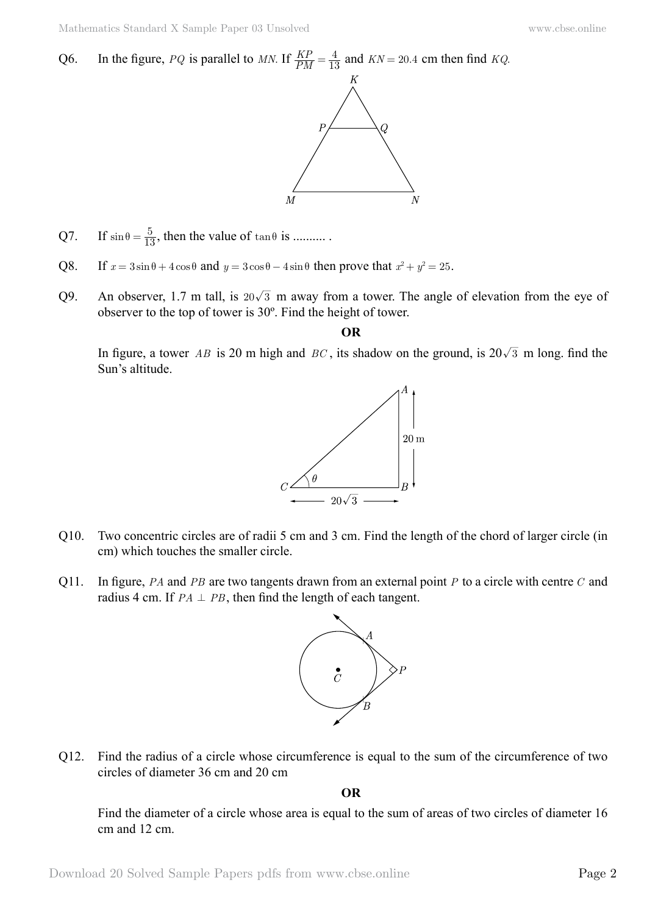Q6. In the figure, $PQ$ is parallel to $MN$. If $\frac{KP}{PM} = \frac{4}{13}$ and $KN = 20.4$ cm then find $KQ$.

Q7. If $\sin\theta = \frac{5}{13}$, then the value of $\tan\theta$ is .......... .

Q8. If $x = 3\sin\theta + 4\cos\theta$ and $y = 3\cos\theta - 4\sin\theta$ then prove that $x^2 + y^2 = 25$.

Q9. An observer, 1.7 m tall, is $20\sqrt{3}$ m away from a tower. The angle of elevation from the eye of observer to the top of tower is 30º. Find the height of tower.

**OR**

In figure, a tower $AB$ is 20 m high and $BC$, its shadow on the ground, is $20\sqrt{3}$ m long. find the Sun's altitude.

Q10. Two concentric circles are of radii 5 cm and 3 cm. Find the length of the chord of larger circle (in cm) which touches the smaller circle.

Q11. In figure, $PA$ and $PB$ are two tangents drawn from an external point $P$ to a circle with centre $C$ and radius 4 cm. If $PA \perp PB$, then find the length of each tangent.

Q12. Find the radius of a circle whose circumference is equal to the sum of the circumference of two circles of diameter 36 cm and 20 cm

**OR**

Find the diameter of a circle whose area is equal to the sum of areas of two circles of diameter 16 cm and 12 cm.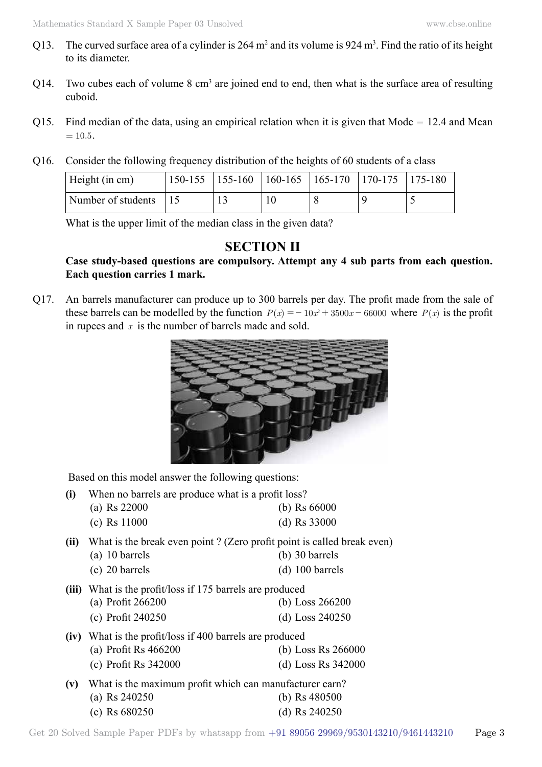Q13. The curved surface area of a cylinder is 264 $m^2$ and its volume is 924 $m^3$. Find the ratio of its height to its diameter.

Q14. Two cubes each of volume 8 $cm^3$ are joined end to end, then what is the surface area of resulting cuboid.

Q15. Find median of the data, using an empirical relation when it is given that Mode $=$ 12.4 and Mean $= 10.5$.

Q16. Consider the following frequency distribution of the heights of 60 students of a class

| Height (in cm) | 150-155 | 155-160 | 160-165 | 165-170 | 170-175 | 175-180 |
|---|---|---|---|---|---|---|
| Number of students | 15 | 13 | 10 | 8 | 9 | 5 |

What is the upper limit of the median class in the given data?

## SECTION II

**Case study-based questions are compulsory. Attempt any 4 sub parts from each question. Each question carries 1 mark.**

Q17. An barrels manufacturer can produce up to 300 barrels per day. The profit made from the sale of these barrels can be modelled by the function $P(x) = -10x^2 + 3500x - 66000$ where $P(x)$ is the profit in rupees and $x$ is the number of barrels made and sold.

Based on this model answer the following questions:

**(i)** When no barrels are produce what is a profit loss?
(a) Rs 22000
(b) Rs 66000
(c) Rs 11000
(d) Rs 33000

**(ii)** What is the break even point ? (Zero profit point is called break even)
(a) 10 barrels
(b) 30 barrels
(c) 20 barrels
(d) 100 barrels

**(iii)** What is the profit/loss if 175 barrels are produced
(a) Profit 266200
(b) Loss 266200
(c) Profit 240250
(d) Loss 240250

**(iv)** What is the profit/loss if 400 barrels are produced
(a) Profit Rs 466200
(b) Loss Rs 266000
(c) Profit Rs 342000
(d) Loss Rs 342000

**(v)** What is the maximum profit which can manufacturer earn?
(a) Rs 240250
(b) Rs 480500
(c) Rs 680250
(d) Rs 240250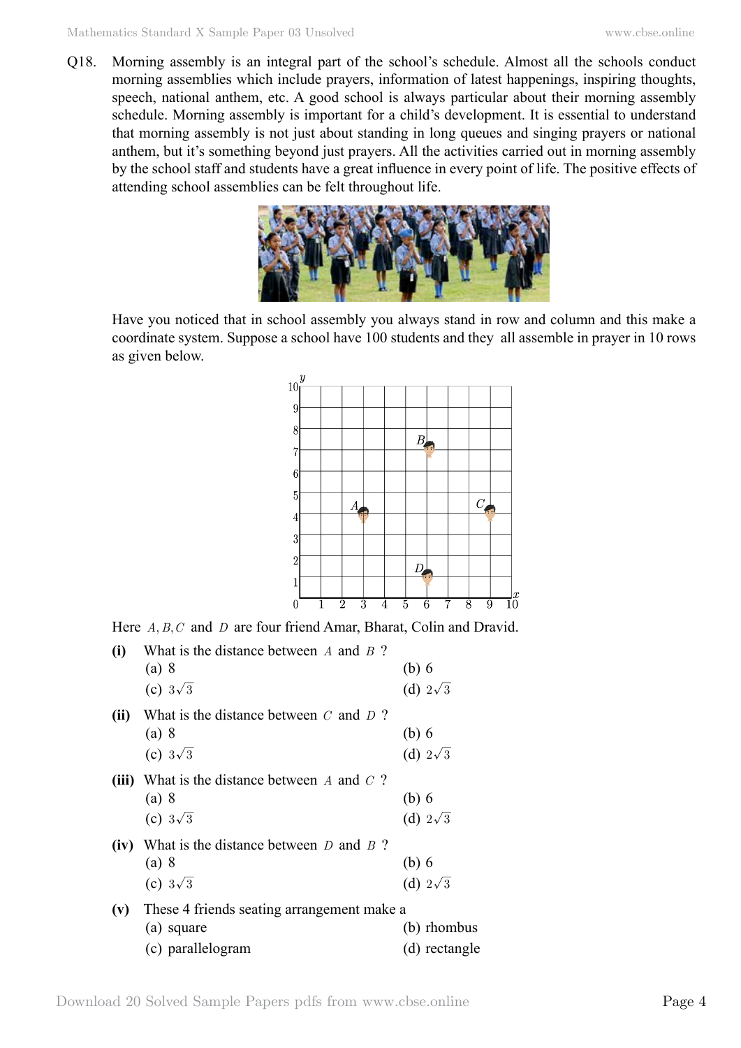Q18. Morning assembly is an integral part of the school's schedule. Almost all the schools conduct morning assemblies which include prayers, information of latest happenings, inspiring thoughts, speech, national anthem, etc. A good school is always particular about their morning assembly schedule. Morning assembly is important for a child's development. It is essential to understand that morning assembly is not just about standing in long queues and singing prayers or national anthem, but it's something beyond just prayers. All the activities carried out in morning assembly by the school staff and students have a great influence in every point of life. The positive effects of attending school assemblies can be felt throughout life.

Have you noticed that in school assembly you always stand in row and column and this make a coordinate system. Suppose a school have 100 students and they all assemble in prayer in 10 rows as given below.

Here $A, B, C$ and $D$ are four friend Amar, Bharat, Colin and Dravid.

**(i)** What is the distance between $A$ and $B$ ?

(a) 8 (b) 6

(c) $3\sqrt{3}$ (d) $2\sqrt{3}$

**(ii)** What is the distance between $C$ and $D$ ?

(a) 8 (b) 6

(c) $3\sqrt{3}$ (d) $2\sqrt{3}$

**(iii)** What is the distance between $A$ and $C$ ?

(a) 8 (b) 6

(c) $3\sqrt{3}$ (d) $2\sqrt{3}$

**(iv)** What is the distance between $D$ and $B$ ?

(a) 8 (b) 6

(c) $3\sqrt{3}$ (d) $2\sqrt{3}$

**(v)** These 4 friends seating arrangement make a

(a) square (b) rhombus

(c) parallelogram (d) rectangle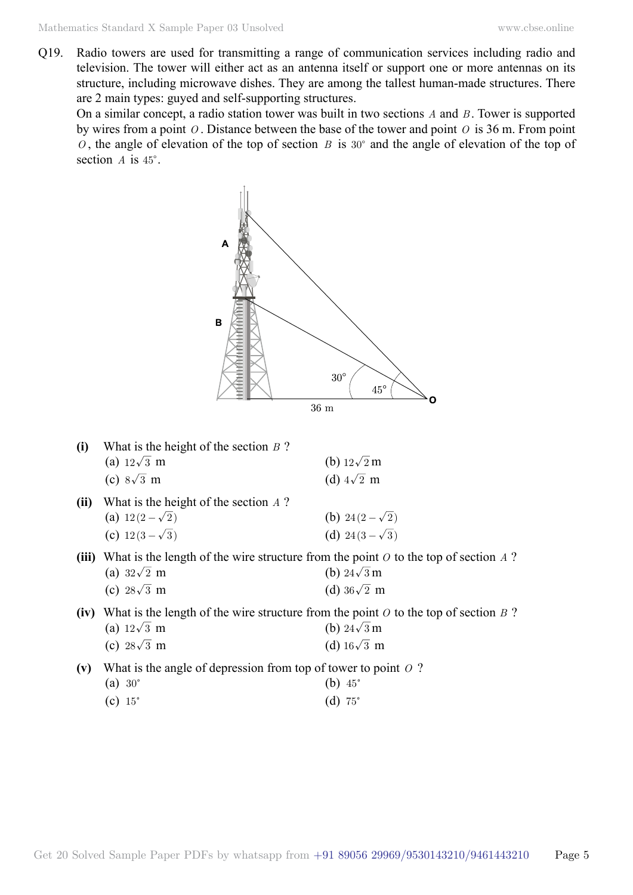Q19. Radio towers are used for transmitting a range of communication services including radio and television. The tower will either act as an antenna itself or support one or more antennas on its structure, including microwave dishes. They are among the tallest human-made structures. There are 2 main types: guyed and self-supporting structures.

On a similar concept, a radio station tower was built in two sections $A$ and $B$. Tower is supported by wires from a point $O$. Distance between the base of the tower and point $O$ is 36 m. From point $O$, the angle of elevation of the top of section $B$ is $30^{\circ}$ and the angle of elevation of the top of section $A$ is $45^{\circ}$.

**(i)** What is the height of the section $B$ ?

(a) $12\sqrt{3}$ m (b) $12\sqrt{2}$ m

(c) $8\sqrt{3}$ m (d) $4\sqrt{2}$ m

**(ii)** What is the height of the section $A$ ?

(a) $12(2-\sqrt{2})$ (b) $24(2-\sqrt{2})$

(c) $12(3-\sqrt{3})$ (d) $24(3-\sqrt{3})$

**(iii)** What is the length of the wire structure from the point $O$ to the top of section $A$ ?

(a) $32\sqrt{2}$ m (b) $24\sqrt{3}$ m

(c) $28\sqrt{3}$ m (d) $36\sqrt{2}$ m

**(iv)** What is the length of the wire structure from the point $O$ to the top of section $B$ ?

(a) $12\sqrt{3}$ m (b) $24\sqrt{3}$ m

(c) $28\sqrt{3}$ m (d) $16\sqrt{3}$ m

**(v)** What is the angle of depression from top of tower to point $O$ ?

(a) $30^{\circ}$ (b) $45^{\circ}$

(c) $15^{\circ}$ (d) $75^{\circ}$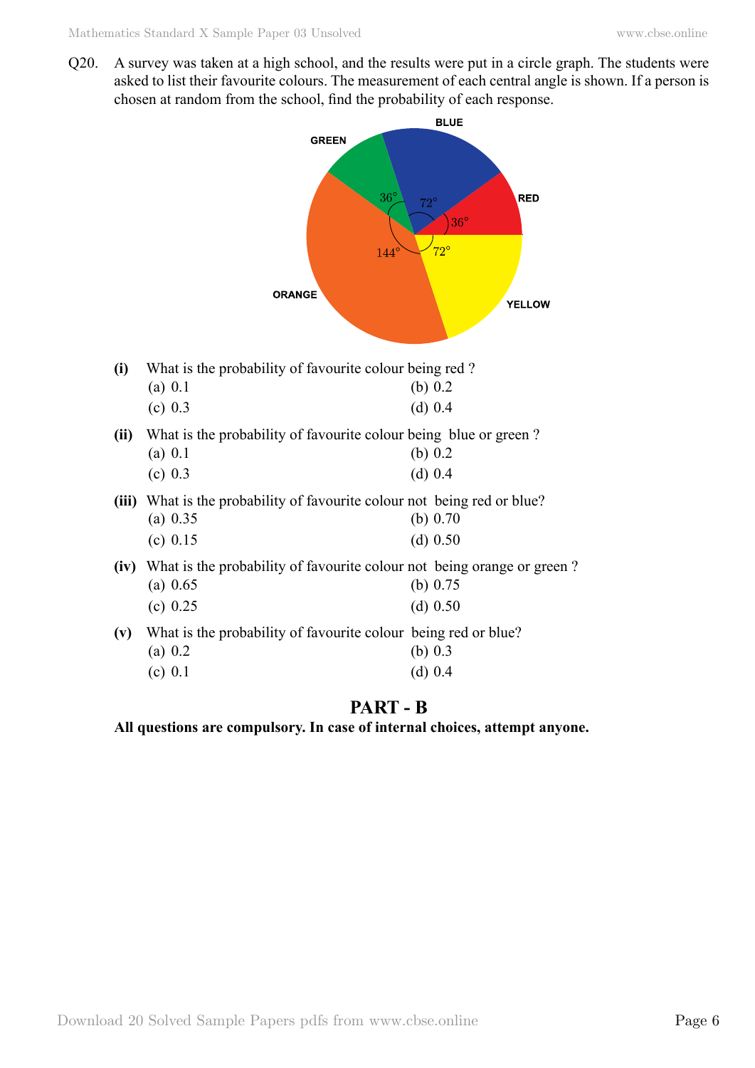Q20. A survey was taken at a high school, and the results were put in a circle graph. The students were asked to list their favourite colours. The measurement of each central angle is shown. If a person is chosen at random from the school, find the probability of each response.

GREEN 36°, BLUE 72°, RED 36°, YELLOW 72°, ORANGE 144°

**(i)** What is the probability of favourite colour being red ?

(a) 0.1 (b) 0.2

(c) 0.3 (d) 0.4

**(ii)** What is the probability of favourite colour being blue or green ?

(a) 0.1 (b) 0.2

(c) 0.3 (d) 0.4

**(iii)** What is the probability of favourite colour not being red or blue?

(a) 0.35 (b) 0.70

(c) 0.15 (d) 0.50

**(iv)** What is the probability of favourite colour not being orange or green ?

(a) 0.65 (b) 0.75

(c) 0.25 (d) 0.50

**(v)** What is the probability of favourite colour being red or blue?

(a) 0.2 (b) 0.3

(c) 0.1 (d) 0.4

## PART - B

**All questions are compulsory. In case of internal choices, attempt anyone.**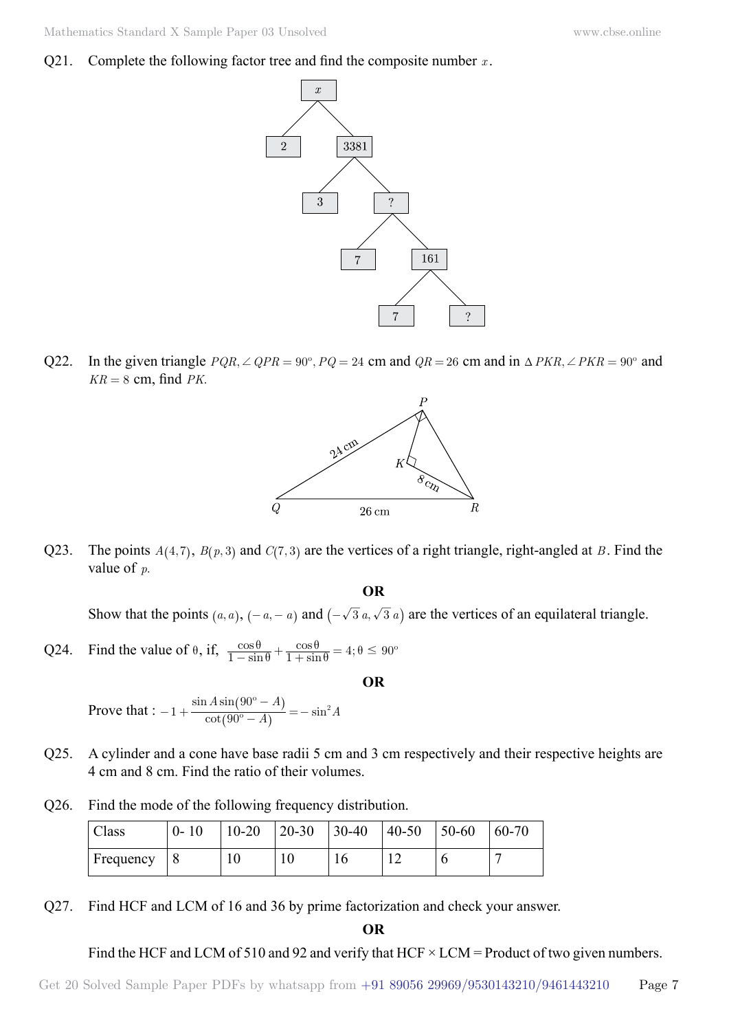Q21. Complete the following factor tree and find the composite number $x$.

```
            x
          /   \
         2    3381
              /   \
             3     ?
                  /  \
                 7   161
                     /  \
                    7    ?
```

Q22. In the given triangle $PQR, \angle QPR = 90^o, PQ = 24$ cm and $QR = 26$ cm and in $\Delta PKR, \angle PKR = 90^o$ and $KR = 8$ cm, find $PK$.

Q23. The points $A(4,7)$, $B(p,3)$ and $C(7,3)$ are the vertices of a right triangle, right-angled at $B$. Find the value of $p$.

**OR**

Show that the points $(a, a)$, $(-a, -a)$ and $\left(-\sqrt{3}\,a, \sqrt{3}\,a\right)$ are the vertices of an equilateral triangle.

Q24. Find the value of $\theta$, if, $\frac{\cos\theta}{1-\sin\theta} + \frac{\cos\theta}{1+\sin\theta} = 4; \theta \leq 90^o$

**OR**

Prove that : $-1 + \frac{\sin A \sin(90^o - A)}{\cot(90^o - A)} = -\sin^2 A$

Q25. A cylinder and a cone have base radii 5 cm and 3 cm respectively and their respective heights are 4 cm and 8 cm. Find the ratio of their volumes.

Q26. Find the mode of the following frequency distribution.

| Class | 0- 10 | 10-20 | 20-30 | 30-40 | 40-50 | 50-60 | 60-70 |
|---|---|---|---|---|---|---|---|
| Frequency | 8 | 10 | 10 | 16 | 12 | 6 | 7 |

Q27. Find HCF and LCM of 16 and 36 by prime factorization and check your answer.

**OR**

Find the HCF and LCM of 510 and 92 and verify that HCF × LCM = Product of two given numbers.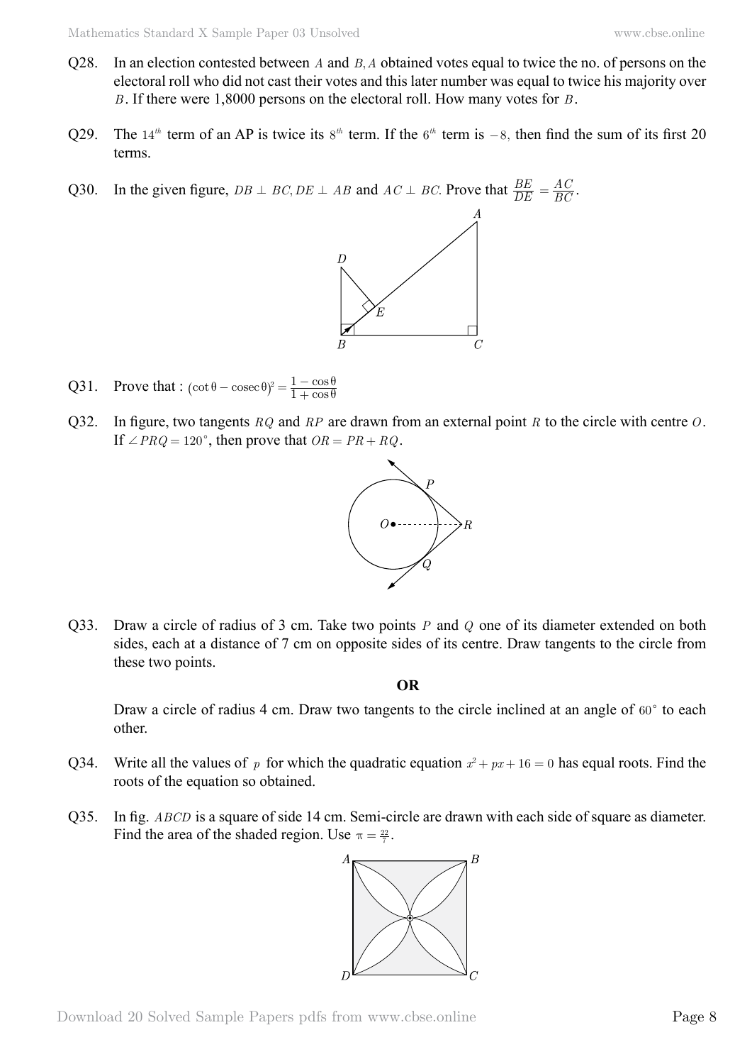Q28. In an election contested between $A$ and $B, A$ obtained votes equal to twice the no. of persons on the electoral roll who did not cast their votes and this later number was equal to twice his majority over $B$. If there were 1,8000 persons on the electoral roll. How many votes for $B$.

Q29. The $14^{th}$ term of an AP is twice its $8^{th}$ term. If the $6^{th}$ term is $-8$, then find the sum of its first 20 terms.

Q30. In the given figure, $DB \perp BC, DE \perp AB$ and $AC \perp BC$. Prove that $\frac{BE}{DE} = \frac{AC}{BC}$.

Q31. Prove that : $(\cot\theta - \text{cosec}\,\theta)^2 = \frac{1-\cos\theta}{1+\cos\theta}$

Q32. In figure, two tangents $RQ$ and $RP$ are drawn from an external point $R$ to the circle with centre $O$. If $\angle PRQ = 120^\circ$, then prove that $OR = PR + RQ$.

Q33. Draw a circle of radius of 3 cm. Take two points $P$ and $Q$ one of its diameter extended on both sides, each at a distance of 7 cm on opposite sides of its centre. Draw tangents to the circle from these two points.

**OR**

Draw a circle of radius 4 cm. Draw two tangents to the circle inclined at an angle of $60^\circ$ to each other.

Q34. Write all the values of $p$ for which the quadratic equation $x^2 + px + 16 = 0$ has equal roots. Find the roots of the equation so obtained.

Q35. In fig. $ABCD$ is a square of side 14 cm. Semi-circle are drawn with each side of square as diameter. Find the area of the shaded region. Use $\pi = \frac{22}{7}$.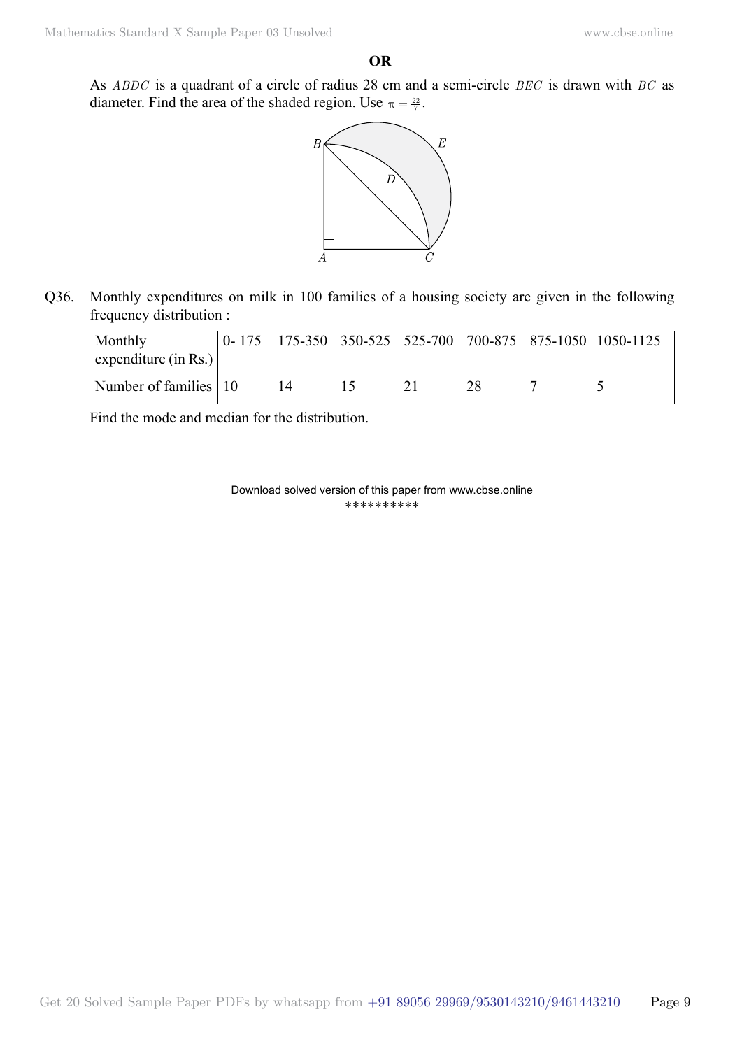**OR**

As $ABDC$ is a quadrant of a circle of radius 28 cm and a semi-circle $BEC$ is drawn with $BC$ as diameter. Find the area of the shaded region. Use $\pi = \frac{22}{7}$.

B

E

D

A

C

Q36. Monthly expenditures on milk in 100 families of a housing society are given in the following frequency distribution :

| Monthly expenditure (in Rs.) | 0- 175 | 175-350 | 350-525 | 525-700 | 700-875 | 875-1050 | 1050-1125 |
|---|---|---|---|---|---|---|---|
| Number of families | 10 | 14 | 15 | 21 | 28 | 7 | 5 |

Find the mode and median for the distribution.

Download solved version of this paper from www.cbse.online

**********